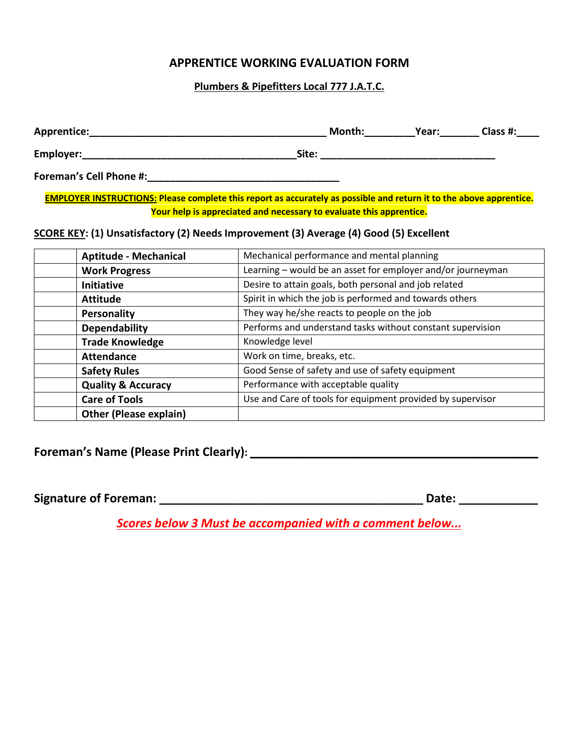# APPRENTICE WORKING EVALUATION FORM

**Plumbers & Pipefitters Local 777 J.A.T.C.**

**Apprentice:**___________________________________________ **Month:**_________ **Year:**_______ **Class #:**____

**Employer:**_______________________________________ **Site:** ________________________________

**Foreman's Cell Phone #:**___________________________________

**EMPLOYER INSTRUCTIONS: Please complete this report as accurately as possible and return it to the above apprentice. Your help is appreciated and necessary to evaluate this apprentice.**

**SCORE KEY: (1) Unsatisfactory (2) Needs Improvement (3) Average (4) Good (5) Excellent**

| | | |
|---|---|---|
| | **Aptitude - Mechanical** | Mechanical performance and mental planning |
| | **Work Progress** | Learning – would be an asset for employer and/or journeyman |
| | **Initiative** | Desire to attain goals, both personal and job related |
| | **Attitude** | Spirit in which the job is performed and towards others |
| | **Personality** | They way he/she reacts to people on the job |
| | **Dependability** | Performs and understand tasks without constant supervision |
| | **Trade Knowledge** | Knowledge level |
| | **Attendance** | Work on time, breaks, etc. |
| | **Safety Rules** | Good Sense of safety and use of safety equipment |
| | **Quality & Accuracy** | Performance with acceptable quality |
| | **Care of Tools** | Use and Care of tools for equipment provided by supervisor |
| | **Other (Please explain)** | |

**Foreman's Name (Please Print Clearly):** ____________________________________________

**Signature of Foreman:** ________________________________________ **Date:** ____________

***Scores below 3 Must be accompanied with a comment below...***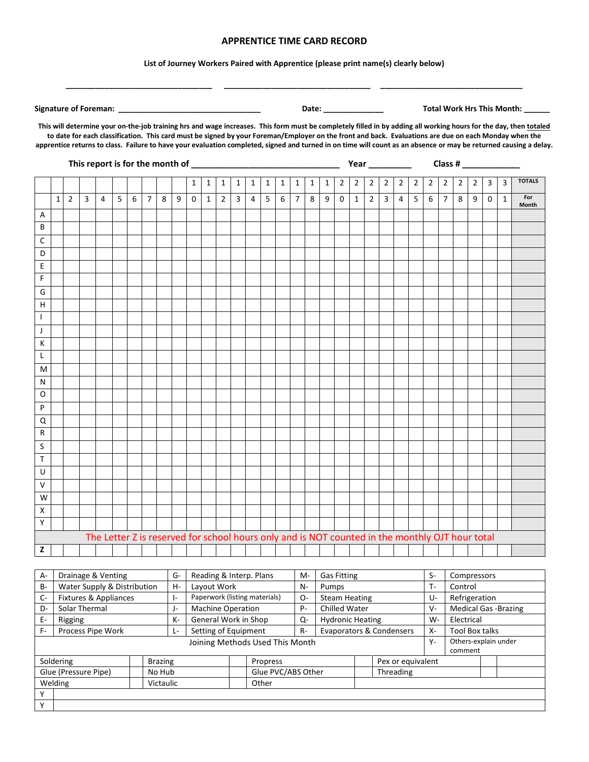# APPRENTICE TIME CARD RECORD

**List of Journey Workers Paired with Apprentice (please print name(s) clearly below)**

\_\_\_\_\_\_\_\_\_\_\_\_\_\_\_\_\_\_\_\_\_\_\_\_\_\_\_\_\_\_\_\_ \_\_\_\_\_\_\_\_\_\_\_\_\_\_\_\_\_\_\_\_\_\_\_\_\_\_\_\_\_\_\_\_ \_\_\_\_\_\_\_\_\_\_\_\_\_\_\_\_\_\_\_\_\_\_\_\_\_\_\_\_\_\_\_\_

**Signature of Foreman:** \_\_\_\_\_\_\_\_\_\_\_\_\_\_\_\_\_\_\_\_\_\_\_\_\_\_\_\_\_\_\_\_ **Date:** \_\_\_\_\_\_\_\_\_\_\_\_\_\_ **Total Work Hrs This Month:** \_\_\_\_\_\_

**This will determine your on-the-job training hrs and wage increases. This form must be completely filled in by adding all working hours for the day, then totaled to date for each classification. This card must be signed by your Foreman/Employer on the front and back. Evaluations are due on each Monday when the apprentice returns to class. Failure to have your evaluation completed, signed and turned in on time will count as an absence or may be returned causing a delay.**

**This report is for the month of** \_\_\_\_\_\_\_\_\_\_\_\_\_\_\_\_\_\_\_\_\_\_\_\_\_\_\_\_\_\_\_\_ **Year** \_\_\_\_\_\_\_\_\_ **Class #** \_\_\_\_\_\_\_\_\_\_\_\_

| | 1 | 2 | 3 | 4 | 5 | 6 | 7 | 8 | 9 | 10 | 11 | 12 | 13 | 14 | 15 | 16 | 17 | 18 | 19 | 20 | 21 | 22 | 23 | 24 | 25 | 26 | 27 | 28 | 29 | 30 | 31 | TOTALS For Month |
|---|---|---|---|---|---|---|---|---|---|---|---|---|---|---|---|---|---|---|---|---|---|---|---|---|---|---|---|---|---|---|---|---|
| A | | | | | | | | | | | | | | | | | | | | | | | | | | | | | | | | |
| B | | | | | | | | | | | | | | | | | | | | | | | | | | | | | | | | |
| C | | | | | | | | | | | | | | | | | | | | | | | | | | | | | | | | |
| D | | | | | | | | | | | | | | | | | | | | | | | | | | | | | | | | |
| E | | | | | | | | | | | | | | | | | | | | | | | | | | | | | | | | |
| F | | | | | | | | | | | | | | | | | | | | | | | | | | | | | | | | |
| G | | | | | | | | | | | | | | | | | | | | | | | | | | | | | | | | |
| H | | | | | | | | | | | | | | | | | | | | | | | | | | | | | | | | |
| I | | | | | | | | | | | | | | | | | | | | | | | | | | | | | | | | |
| J | | | | | | | | | | | | | | | | | | | | | | | | | | | | | | | | |
| K | | | | | | | | | | | | | | | | | | | | | | | | | | | | | | | | |
| L | | | | | | | | | | | | | | | | | | | | | | | | | | | | | | | | |
| M | | | | | | | | | | | | | | | | | | | | | | | | | | | | | | | | |
| N | | | | | | | | | | | | | | | | | | | | | | | | | | | | | | | | |
| O | | | | | | | | | | | | | | | | | | | | | | | | | | | | | | | | |
| P | | | | | | | | | | | | | | | | | | | | | | | | | | | | | | | | |
| Q | | | | | | | | | | | | | | | | | | | | | | | | | | | | | | | | |
| R | | | | | | | | | | | | | | | | | | | | | | | | | | | | | | | | |
| S | | | | | | | | | | | | | | | | | | | | | | | | | | | | | | | | |
| T | | | | | | | | | | | | | | | | | | | | | | | | | | | | | | | | |
| U | | | | | | | | | | | | | | | | | | | | | | | | | | | | | | | | |
| V | | | | | | | | | | | | | | | | | | | | | | | | | | | | | | | | |
| W | | | | | | | | | | | | | | | | | | | | | | | | | | | | | | | | |
| X | | | | | | | | | | | | | | | | | | | | | | | | | | | | | | | | |
| Y | | | | | | | | | | | | | | | | | | | | | | | | | | | | | | | | |
| The Letter Z is reserved for school hours only and is NOT counted in the monthly OJT hour total | | | | | | | | | | | | | | | | | | | | | | | | | | | | | | | | |
| **Z** | | | | | | | | | | | | | | | | | | | | | | | | | | | | | | | | |

| | | | | | | | |
|---|---|---|---|---|---|---|---|
| A- | Drainage & Venting | G- | Reading & Interp. Plans | M- | Gas Fitting | S- | Compressors |
| B- | Water Supply & Distribution | H- | Layout Work | N- | Pumps | T- | Control |
| C- | Fixtures & Appliances | I- | Paperwork (listing materials) | O- | Steam Heating | U- | Refrigeration |
| D- | Solar Thermal | J- | Machine Operation | P- | Chilled Water | V- | Medical Gas -Brazing |
| E- | Rigging | K- | General Work in Shop | Q- | Hydronic Heating | W- | Electrical |
| F- | Process Pipe Work | L- | Setting of Equipment | R- | Evaporators & Condensers | X- | Tool Box talks |
| Joining Methods Used This Month | | | | | | Y- | Others-explain under comment |

| | | | | | | | |
|---|---|---|---|---|---|---|---|
| Soldering | | Brazing | | Propress | | Pex or equivalent | |
| Glue (Pressure Pipe) | | No Hub | | Glue PVC/ABS Other | | Threading | |
| Welding | | Victaulic | | Other | | | |
| Y | | | | | | | |
| Y | | | | | | | |